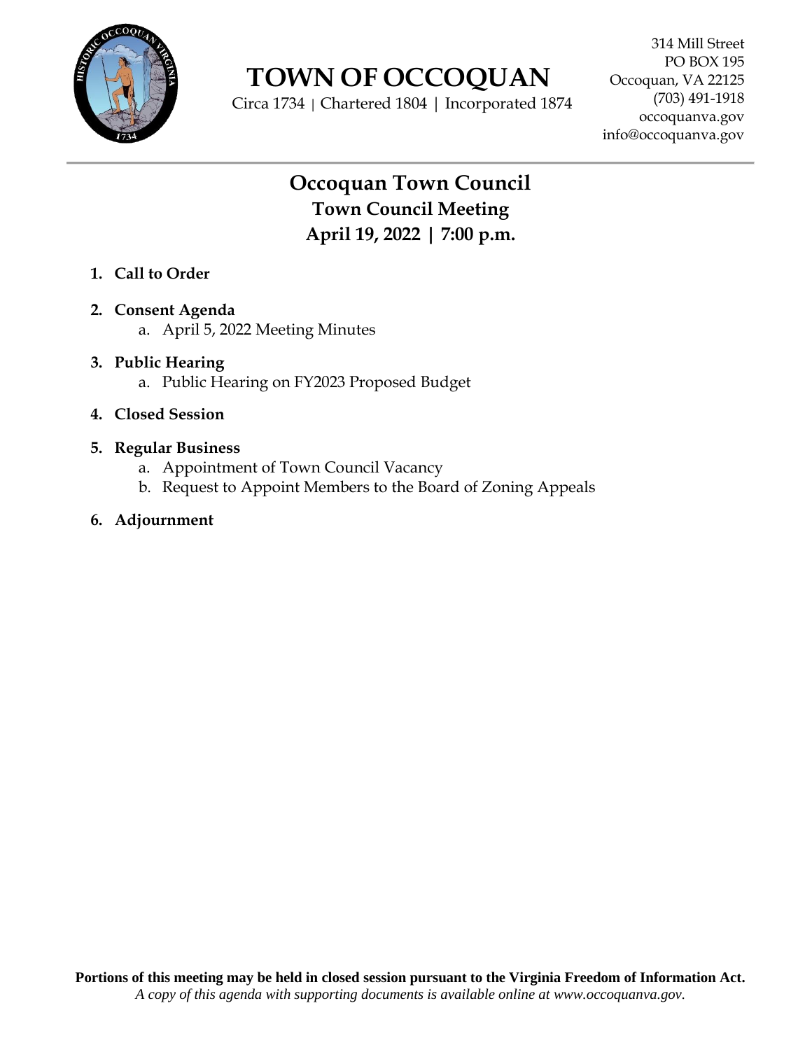# TOWN OF OCCOQUAN

Circa 1734 | Chartered 1804 | Incorporated 1874

314 Mill Street
PO BOX 195
Occoquan, VA 22125
(703) 491-1918
occoquanva.gov
info@occoquanva.gov

## Occoquan Town Council

### Town Council Meeting

### April 19, 2022 | 7:00 p.m.

1. **Call to Order**

2. **Consent Agenda**
   a. April 5, 2022 Meeting Minutes

3. **Public Hearing**
   a. Public Hearing on FY2023 Proposed Budget

4. **Closed Session**

5. **Regular Business**
   a. Appointment of Town Council Vacancy
   b. Request to Appoint Members to the Board of Zoning Appeals

6. **Adjournment**

**Portions of this meeting may be held in closed session pursuant to the Virginia Freedom of Information Act.**
*A copy of this agenda with supporting documents is available online at www.occoquanva.gov.*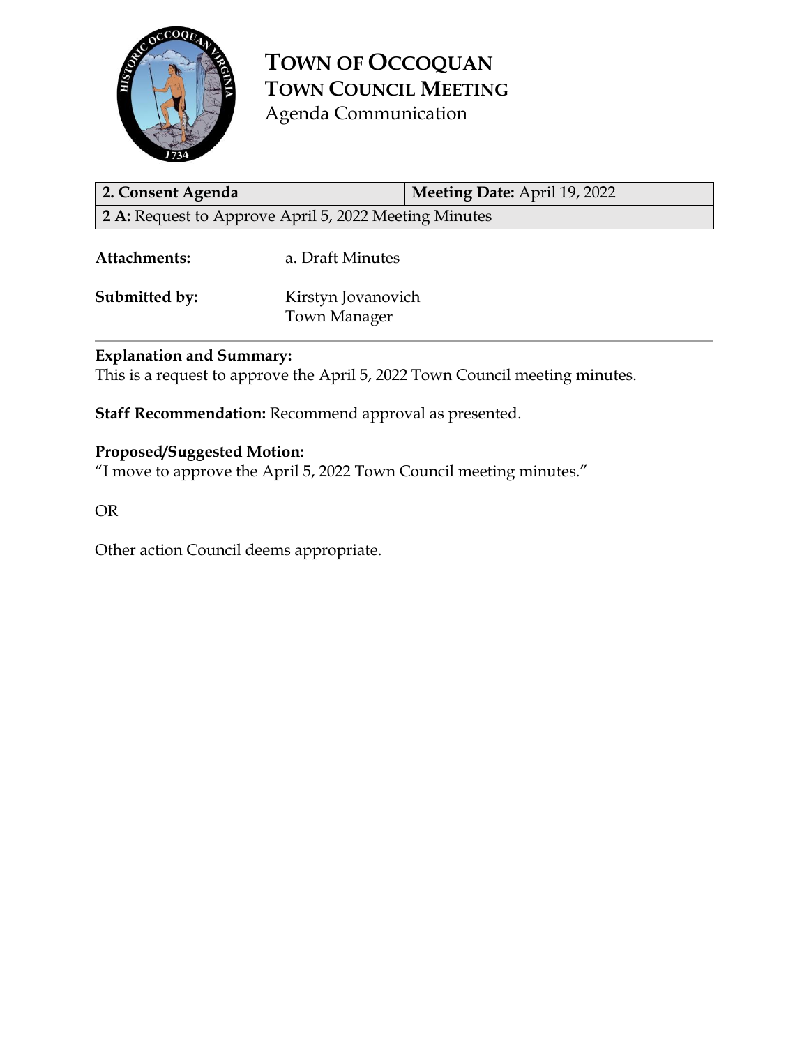# TOWN OF OCCOQUAN
## TOWN COUNCIL MEETING
Agenda Communication

| **2. Consent Agenda** | **Meeting Date:** April 19, 2022 |
| --- | --- |
| **2 A:** Request to Approve April 5, 2022 Meeting Minutes | |

**Attachments:** a. Draft Minutes

**Submitted by:** Kirstyn Jovanovich
Town Manager

**Explanation and Summary:**
This is a request to approve the April 5, 2022 Town Council meeting minutes.

**Staff Recommendation:** Recommend approval as presented.

**Proposed/Suggested Motion:**
"I move to approve the April 5, 2022 Town Council meeting minutes."

OR

Other action Council deems appropriate.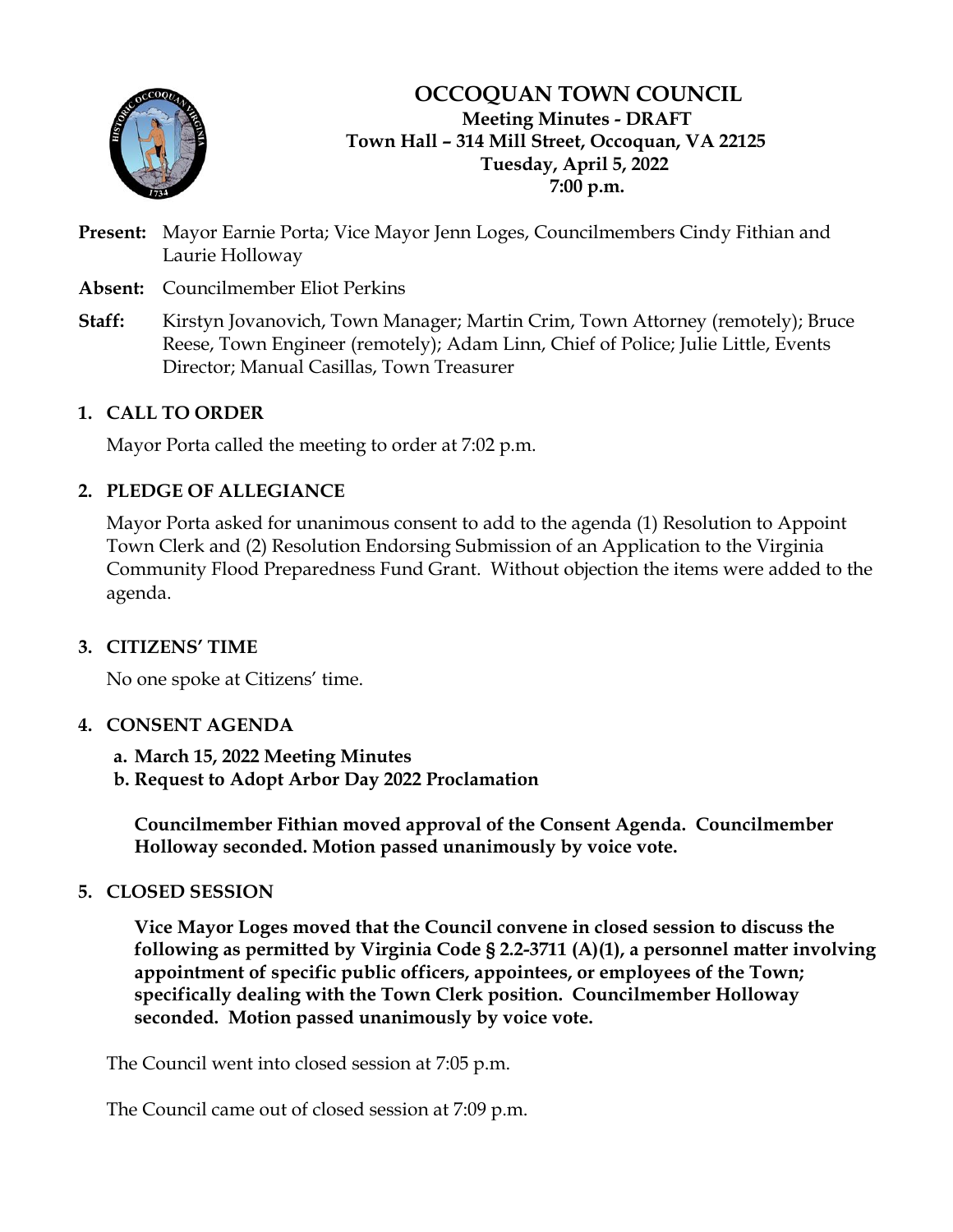# OCCOQUAN TOWN COUNCIL

**Meeting Minutes - DRAFT**
**Town Hall – 314 Mill Street, Occoquan, VA 22125**
**Tuesday, April 5, 2022**
**7:00 p.m.**

**Present:** Mayor Earnie Porta; Vice Mayor Jenn Loges, Councilmembers Cindy Fithian and Laurie Holloway

**Absent:** Councilmember Eliot Perkins

**Staff:** Kirstyn Jovanovich, Town Manager; Martin Crim, Town Attorney (remotely); Bruce Reese, Town Engineer (remotely); Adam Linn, Chief of Police; Julie Little, Events Director; Manual Casillas, Town Treasurer

## 1. CALL TO ORDER

Mayor Porta called the meeting to order at 7:02 p.m.

## 2. PLEDGE OF ALLEGIANCE

Mayor Porta asked for unanimous consent to add to the agenda (1) Resolution to Appoint Town Clerk and (2) Resolution Endorsing Submission of an Application to the Virginia Community Flood Preparedness Fund Grant. Without objection the items were added to the agenda.

## 3. CITIZENS' TIME

No one spoke at Citizens' time.

## 4. CONSENT AGENDA

**a. March 15, 2022 Meeting Minutes**
**b. Request to Adopt Arbor Day 2022 Proclamation**

**Councilmember Fithian moved approval of the Consent Agenda. Councilmember Holloway seconded. Motion passed unanimously by voice vote.**

## 5. CLOSED SESSION

**Vice Mayor Loges moved that the Council convene in closed session to discuss the following as permitted by Virginia Code § 2.2-3711 (A)(1), a personnel matter involving appointment of specific public officers, appointees, or employees of the Town; specifically dealing with the Town Clerk position. Councilmember Holloway seconded. Motion passed unanimously by voice vote.**

The Council went into closed session at 7:05 p.m.

The Council came out of closed session at 7:09 p.m.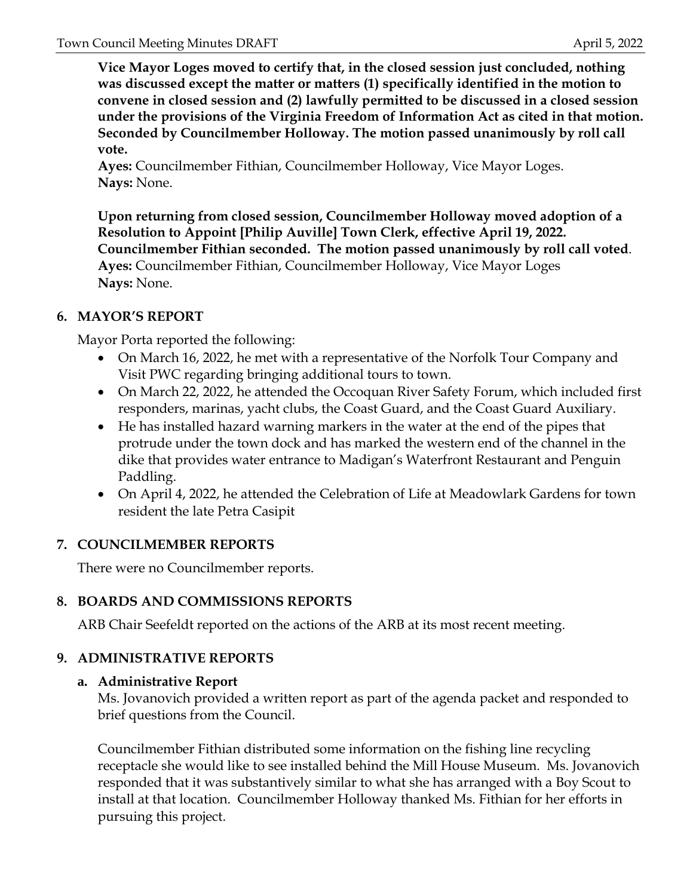**Vice Mayor Loges moved to certify that, in the closed session just concluded, nothing was discussed except the matter or matters (1) specifically identified in the motion to convene in closed session and (2) lawfully permitted to be discussed in a closed session under the provisions of the Virginia Freedom of Information Act as cited in that motion. Seconded by Councilmember Holloway. The motion passed unanimously by roll call vote.**
**Ayes:** Councilmember Fithian, Councilmember Holloway, Vice Mayor Loges.
**Nays:** None.

**Upon returning from closed session, Councilmember Holloway moved adoption of a Resolution to Appoint [Philip Auville] Town Clerk, effective April 19, 2022. Councilmember Fithian seconded. The motion passed unanimously by roll call voted**.
**Ayes:** Councilmember Fithian, Councilmember Holloway, Vice Mayor Loges
**Nays:** None.

## 6. MAYOR'S REPORT

Mayor Porta reported the following:

- On March 16, 2022, he met with a representative of the Norfolk Tour Company and Visit PWC regarding bringing additional tours to town.
- On March 22, 2022, he attended the Occoquan River Safety Forum, which included first responders, marinas, yacht clubs, the Coast Guard, and the Coast Guard Auxiliary.
- He has installed hazard warning markers in the water at the end of the pipes that protrude under the town dock and has marked the western end of the channel in the dike that provides water entrance to Madigan's Waterfront Restaurant and Penguin Paddling.
- On April 4, 2022, he attended the Celebration of Life at Meadowlark Gardens for town resident the late Petra Casipit

## 7. COUNCILMEMBER REPORTS

There were no Councilmember reports.

## 8. BOARDS AND COMMISSIONS REPORTS

ARB Chair Seefeldt reported on the actions of the ARB at its most recent meeting.

## 9. ADMINISTRATIVE REPORTS

### a. Administrative Report

Ms. Jovanovich provided a written report as part of the agenda packet and responded to brief questions from the Council.

Councilmember Fithian distributed some information on the fishing line recycling receptacle she would like to see installed behind the Mill House Museum. Ms. Jovanovich responded that it was substantively similar to what she has arranged with a Boy Scout to install at that location. Councilmember Holloway thanked Ms. Fithian for her efforts in pursuing this project.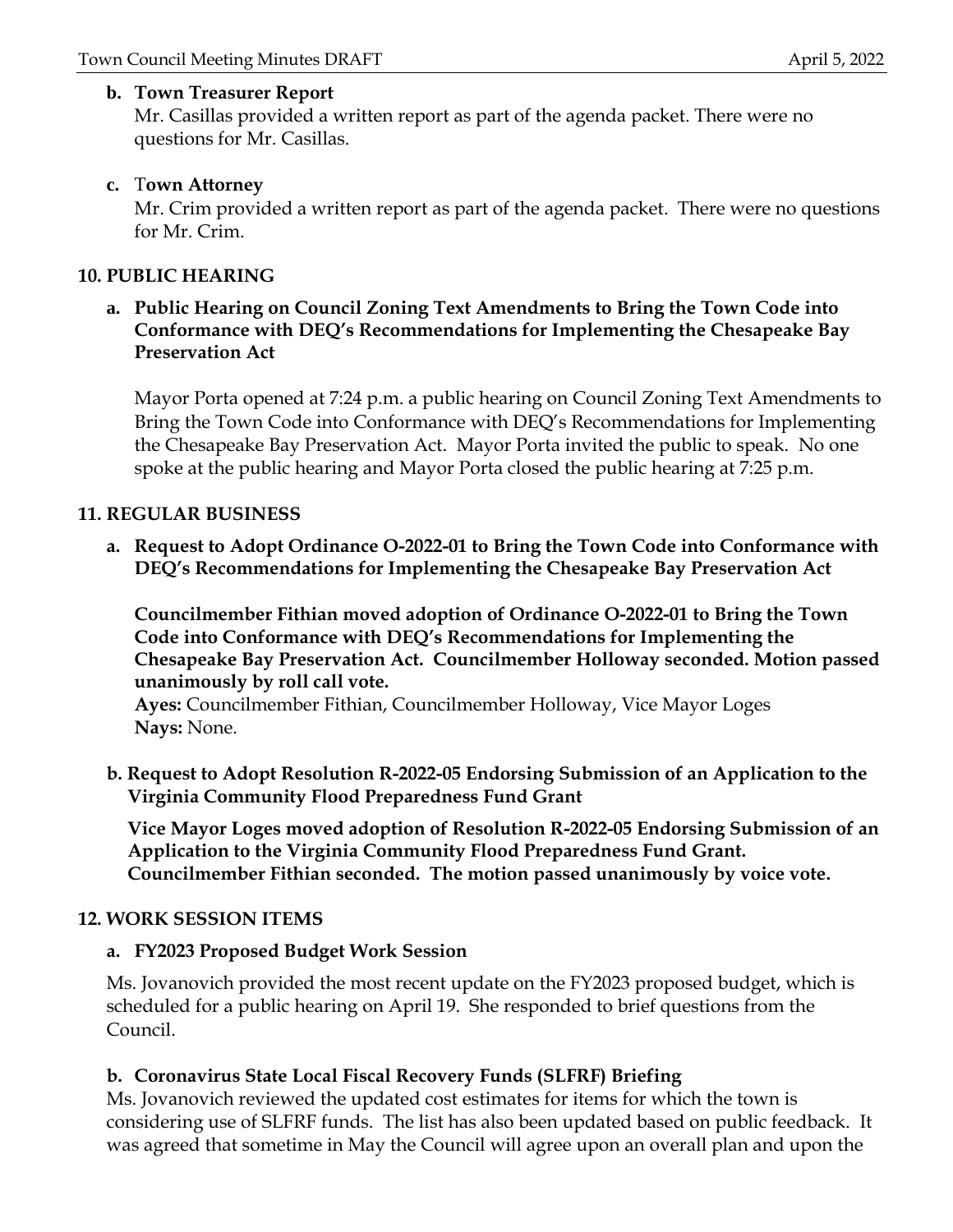**b. Town Treasurer Report**

Mr. Casillas provided a written report as part of the agenda packet. There were no questions for Mr. Casillas.

**c. Town Attorney**

Mr. Crim provided a written report as part of the agenda packet. There were no questions for Mr. Crim.

## 10. PUBLIC HEARING

**a. Public Hearing on Council Zoning Text Amendments to Bring the Town Code into Conformance with DEQ's Recommendations for Implementing the Chesapeake Bay Preservation Act**

Mayor Porta opened at 7:24 p.m. a public hearing on Council Zoning Text Amendments to Bring the Town Code into Conformance with DEQ's Recommendations for Implementing the Chesapeake Bay Preservation Act. Mayor Porta invited the public to speak. No one spoke at the public hearing and Mayor Porta closed the public hearing at 7:25 p.m.

## 11. REGULAR BUSINESS

**a. Request to Adopt Ordinance O-2022-01 to Bring the Town Code into Conformance with DEQ's Recommendations for Implementing the Chesapeake Bay Preservation Act**

**Councilmember Fithian moved adoption of Ordinance O-2022-01 to Bring the Town Code into Conformance with DEQ's Recommendations for Implementing the Chesapeake Bay Preservation Act. Councilmember Holloway seconded. Motion passed unanimously by roll call vote.**

**Ayes:** Councilmember Fithian, Councilmember Holloway, Vice Mayor Loges
**Nays:** None.

**b. Request to Adopt Resolution R-2022-05 Endorsing Submission of an Application to the Virginia Community Flood Preparedness Fund Grant**

**Vice Mayor Loges moved adoption of Resolution R-2022-05 Endorsing Submission of an Application to the Virginia Community Flood Preparedness Fund Grant. Councilmember Fithian seconded. The motion passed unanimously by voice vote.**

## 12. WORK SESSION ITEMS

**a. FY2023 Proposed Budget Work Session**

Ms. Jovanovich provided the most recent update on the FY2023 proposed budget, which is scheduled for a public hearing on April 19. She responded to brief questions from the Council.

**b. Coronavirus State Local Fiscal Recovery Funds (SLFRF) Briefing**

Ms. Jovanovich reviewed the updated cost estimates for items for which the town is considering use of SLFRF funds. The list has also been updated based on public feedback. It was agreed that sometime in May the Council will agree upon an overall plan and upon the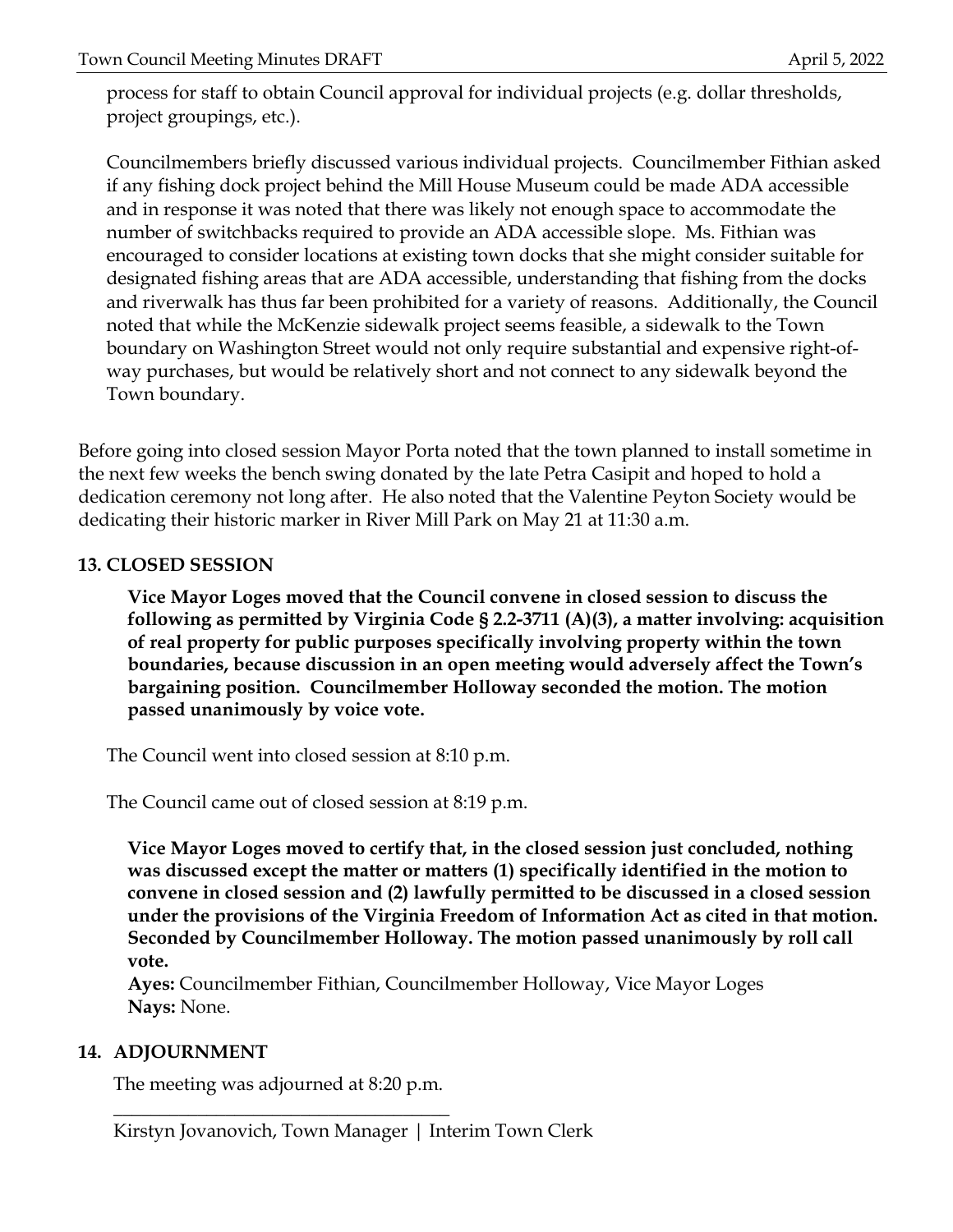process for staff to obtain Council approval for individual projects (e.g. dollar thresholds, project groupings, etc.).

Councilmembers briefly discussed various individual projects. Councilmember Fithian asked if any fishing dock project behind the Mill House Museum could be made ADA accessible and in response it was noted that there was likely not enough space to accommodate the number of switchbacks required to provide an ADA accessible slope. Ms. Fithian was encouraged to consider locations at existing town docks that she might consider suitable for designated fishing areas that are ADA accessible, understanding that fishing from the docks and riverwalk has thus far been prohibited for a variety of reasons. Additionally, the Council noted that while the McKenzie sidewalk project seems feasible, a sidewalk to the Town boundary on Washington Street would not only require substantial and expensive right-of-way purchases, but would be relatively short and not connect to any sidewalk beyond the Town boundary.

Before going into closed session Mayor Porta noted that the town planned to install sometime in the next few weeks the bench swing donated by the late Petra Casipit and hoped to hold a dedication ceremony not long after. He also noted that the Valentine Peyton Society would be dedicating their historic marker in River Mill Park on May 21 at 11:30 a.m.

## 13. CLOSED SESSION

**Vice Mayor Loges moved that the Council convene in closed session to discuss the following as permitted by Virginia Code § 2.2-3711 (A)(3), a matter involving: acquisition of real property for public purposes specifically involving property within the town boundaries, because discussion in an open meeting would adversely affect the Town's bargaining position. Councilmember Holloway seconded the motion. The motion passed unanimously by voice vote.**

The Council went into closed session at 8:10 p.m.

The Council came out of closed session at 8:19 p.m.

**Vice Mayor Loges moved to certify that, in the closed session just concluded, nothing was discussed except the matter or matters (1) specifically identified in the motion to convene in closed session and (2) lawfully permitted to be discussed in a closed session under the provisions of the Virginia Freedom of Information Act as cited in that motion. Seconded by Councilmember Holloway. The motion passed unanimously by roll call vote.**
**Ayes:** Councilmember Fithian, Councilmember Holloway, Vice Mayor Loges
**Nays:** None.

## 14. ADJOURNMENT

The meeting was adjourned at 8:20 p.m.

\_\_\_\_\_\_\_\_\_\_\_\_\_\_\_\_\_\_\_\_\_\_\_\_\_\_\_\_\_\_\_\_\_\_\_\_
Kirstyn Jovanovich, Town Manager | Interim Town Clerk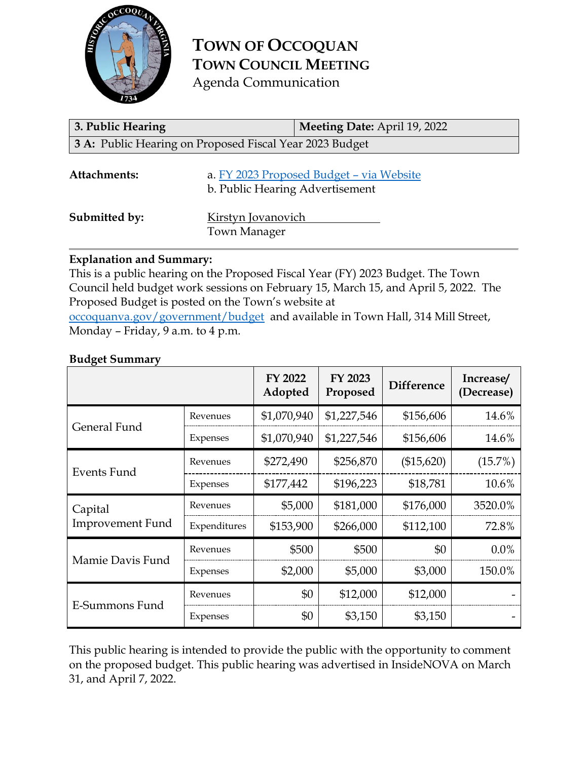# TOWN OF OCCOQUAN
## TOWN COUNCIL MEETING
Agenda Communication

| **3. Public Hearing** | **Meeting Date:** April 19, 2022 |
|---|---|
| **3 A:** Public Hearing on Proposed Fiscal Year 2023 Budget | |

**Attachments:** a. FY 2023 Proposed Budget – via Website
b. Public Hearing Advertisement

**Submitted by:** Kirstyn Jovanovich
Town Manager

**Explanation and Summary:**
This is a public hearing on the Proposed Fiscal Year (FY) 2023 Budget. The Town Council held budget work sessions on February 15, March 15, and April 5, 2022. The Proposed Budget is posted on the Town's website at occoquanva.gov/government/budget and available in Town Hall, 314 Mill Street, Monday – Friday, 9 a.m. to 4 p.m.

**Budget Summary**

| | | FY 2022 Adopted | FY 2023 Proposed | Difference | Increase/ (Decrease) |
|---|---|---|---|---|---|
| General Fund | Revenues | $1,070,940 | $1,227,546 | $156,606 | 14.6% |
| | Expenses | $1,070,940 | $1,227,546 | $156,606 | 14.6% |
| Events Fund | Revenues | $272,490 | $256,870 | ($15,620) | (15.7%) |
| | Expenses | $177,442 | $196,223 | $18,781 | 10.6% |
| Capital Improvement Fund | Revenues | $5,000 | $181,000 | $176,000 | 3520.0% |
| | Expenditures | $153,900 | $266,000 | $112,100 | 72.8% |
| Mamie Davis Fund | Revenues | $500 | $500 | $0 | 0.0% |
| | Expenses | $2,000 | $5,000 | $3,000 | 150.0% |
| E-Summons Fund | Revenues | $0 | $12,000 | $12,000 | - |
| | Expenses | $0 | $3,150 | $3,150 | - |

This public hearing is intended to provide the public with the opportunity to comment on the proposed budget. This public hearing was advertised in InsideNOVA on March 31, and April 7, 2022.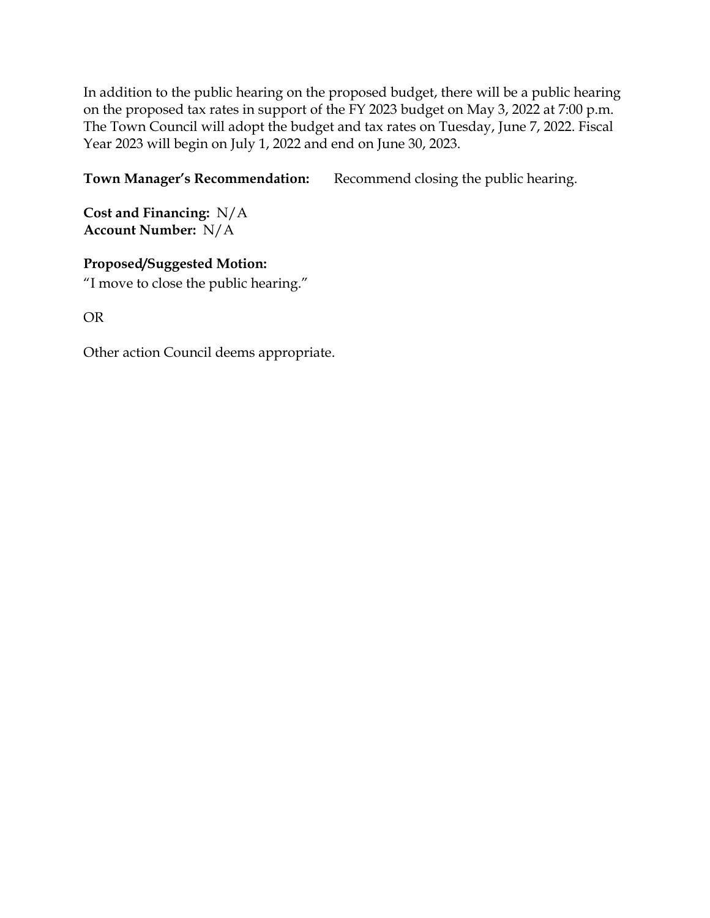In addition to the public hearing on the proposed budget, there will be a public hearing on the proposed tax rates in support of the FY 2023 budget on May 3, 2022 at 7:00 p.m. The Town Council will adopt the budget and tax rates on Tuesday, June 7, 2022. Fiscal Year 2023 will begin on July 1, 2022 and end on June 30, 2023.

**Town Manager's Recommendation:** Recommend closing the public hearing.

**Cost and Financing:** N/A
**Account Number:** N/A

**Proposed/Suggested Motion:**
"I move to close the public hearing."

OR

Other action Council deems appropriate.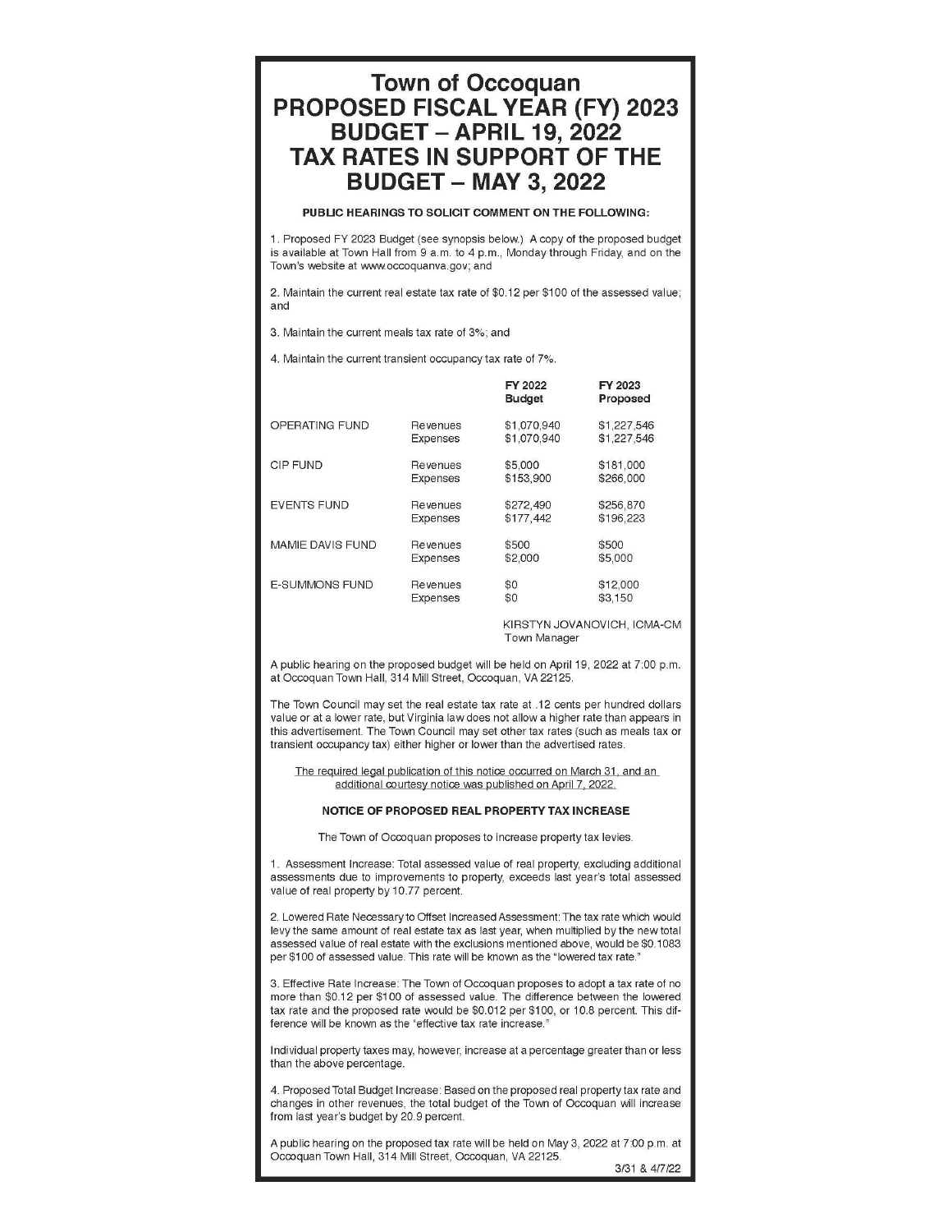# Town of Occoquan
# PROPOSED FISCAL YEAR (FY) 2023 BUDGET – APRIL 19, 2022
# TAX RATES IN SUPPORT OF THE BUDGET – MAY 3, 2022

**PUBLIC HEARINGS TO SOLICIT COMMENT ON THE FOLLOWING:**

1. Proposed FY 2023 Budget (see synopsis below.) A copy of the proposed budget is available at Town Hall from 9 a.m. to 4 p.m., Monday through Friday, and on the Town's website at www.occoquanva.gov; and

2. Maintain the current real estate tax rate of $0.12 per $100 of the assessed value; and

3. Maintain the current meals tax rate of 3%; and

4. Maintain the current transient occupancy tax rate of 7%.

| | | FY 2022 Budget | FY 2023 Proposed |
|---|---|---|---|
| OPERATING FUND | Revenues | $1,070,940 | $1,227,546 |
| | Expenses | $1,070,940 | $1,227,546 |
| CIP FUND | Revenues | $5,000 | $181,000 |
| | Expenses | $153,900 | $266,000 |
| EVENTS FUND | Revenues | $272,490 | $256,870 |
| | Expenses | $177,442 | $196,223 |
| MAMIE DAVIS FUND | Revenues | $500 | $500 |
| | Expenses | $2,000 | $5,000 |
| E-SUMMONS FUND | Revenues | $0 | $12,000 |
| | Expenses | $0 | $3,150 |

KIRSTYN JOVANOVICH, ICMA-CM
Town Manager

A public hearing on the proposed budget will be held on April 19, 2022 at 7:00 p.m. at Occoquan Town Hall, 314 Mill Street, Occoquan, VA 22125.

The Town Council may set the real estate tax rate at .12 cents per hundred dollars value or at a lower rate, but Virginia law does not allow a higher rate than appears in this advertisement. The Town Council may set other tax rates (such as meals tax or transient occupancy tax) either higher or lower than the advertised rates.

The required legal publication of this notice occurred on March 31, and an additional courtesy notice was published on April 7, 2022.

**NOTICE OF PROPOSED REAL PROPERTY TAX INCREASE**

The Town of Occoquan proposes to increase property tax levies.

1. Assessment Increase: Total assessed value of real property, excluding additional assessments due to improvements to property, exceeds last year's total assessed value of real property by 10.77 percent.

2. Lowered Rate Necessary to Offset Increased Assessment: The tax rate which would levy the same amount of real estate tax as last year, when multiplied by the new total assessed value of real estate with the exclusions mentioned above, would be $0.1083 per $100 of assessed value. This rate will be known as the "lowered tax rate."

3. Effective Rate Increase: The Town of Occoquan proposes to adopt a tax rate of no more than $0.12 per $100 of assessed value. The difference between the lowered tax rate and the proposed rate would be $0.012 per $100, or 10.8 percent. This difference will be known as the "effective tax rate increase."

Individual property taxes may, however, increase at a percentage greater than or less than the above percentage.

4. Proposed Total Budget Increase: Based on the proposed real property tax rate and changes in other revenues, the total budget of the Town of Occoquan will increase from last year's budget by 20.9 percent.

A public hearing on the proposed tax rate will be held on May 3, 2022 at 7:00 p.m. at Occoquan Town Hall, 314 Mill Street, Occoquan, VA 22125.

3/31 & 4/7/22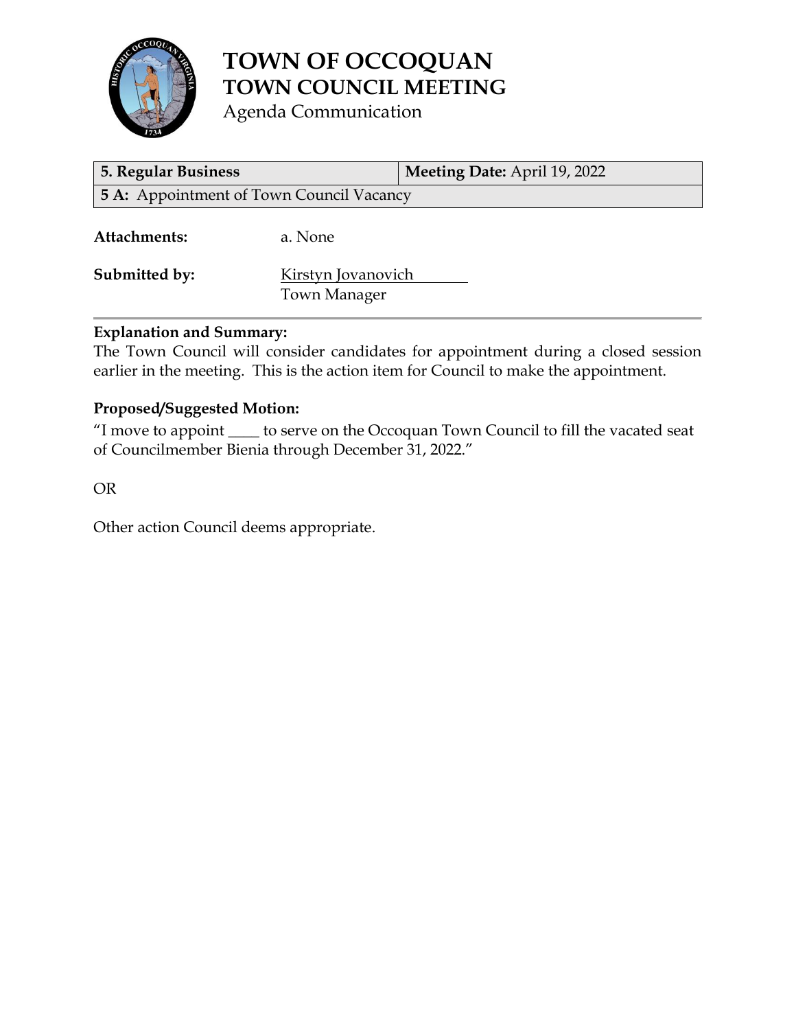# TOWN OF OCCOQUAN
## TOWN COUNCIL MEETING
Agenda Communication

| 5. Regular Business | Meeting Date: April 19, 2022 |
|---|---|
| 5 A: Appointment of Town Council Vacancy | |

**Attachments:** a. None

**Submitted by:** Kirstyn Jovanovich
Town Manager

**Explanation and Summary:**
The Town Council will consider candidates for appointment during a closed session earlier in the meeting. This is the action item for Council to make the appointment.

**Proposed/Suggested Motion:**
"I move to appoint ____ to serve on the Occoquan Town Council to fill the vacated seat of Councilmember Bienia through December 31, 2022."

OR

Other action Council deems appropriate.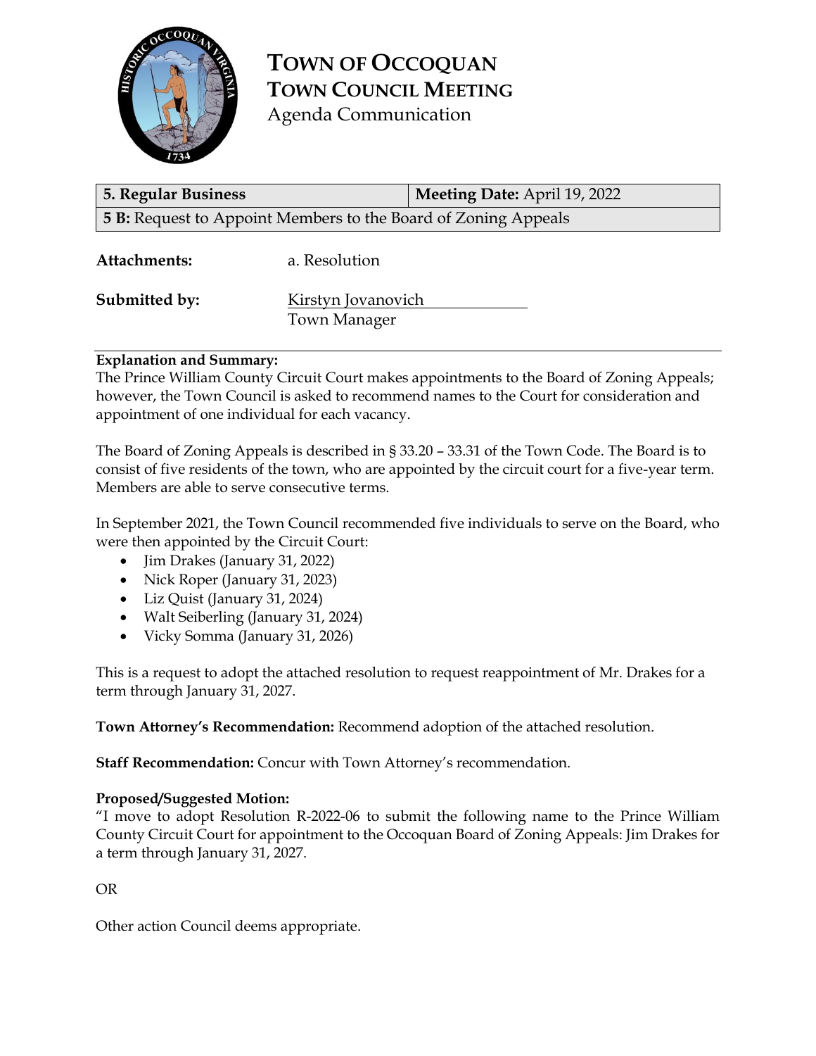# TOWN OF OCCOQUAN
## TOWN COUNCIL MEETING
### Agenda Communication

| **5. Regular Business** | **Meeting Date:** April 19, 2022 |
|---|---|
| **5 B:** Request to Appoint Members to the Board of Zoning Appeals | |

**Attachments:** a. Resolution

**Submitted by:** Kirstyn Jovanovich
Town Manager

**Explanation and Summary:**
The Prince William County Circuit Court makes appointments to the Board of Zoning Appeals; however, the Town Council is asked to recommend names to the Court for consideration and appointment of one individual for each vacancy.

The Board of Zoning Appeals is described in § 33.20 – 33.31 of the Town Code. The Board is to consist of five residents of the town, who are appointed by the circuit court for a five-year term. Members are able to serve consecutive terms.

In September 2021, the Town Council recommended five individuals to serve on the Board, who were then appointed by the Circuit Court:

- Jim Drakes (January 31, 2022)
- Nick Roper (January 31, 2023)
- Liz Quist (January 31, 2024)
- Walt Seiberling (January 31, 2024)
- Vicky Somma (January 31, 2026)

This is a request to adopt the attached resolution to request reappointment of Mr. Drakes for a term through January 31, 2027.

**Town Attorney's Recommendation:** Recommend adoption of the attached resolution.

**Staff Recommendation:** Concur with Town Attorney's recommendation.

**Proposed/Suggested Motion:**
"I move to adopt Resolution R-2022-06 to submit the following name to the Prince William County Circuit Court for appointment to the Occoquan Board of Zoning Appeals: Jim Drakes for a term through January 31, 2027.

OR

Other action Council deems appropriate.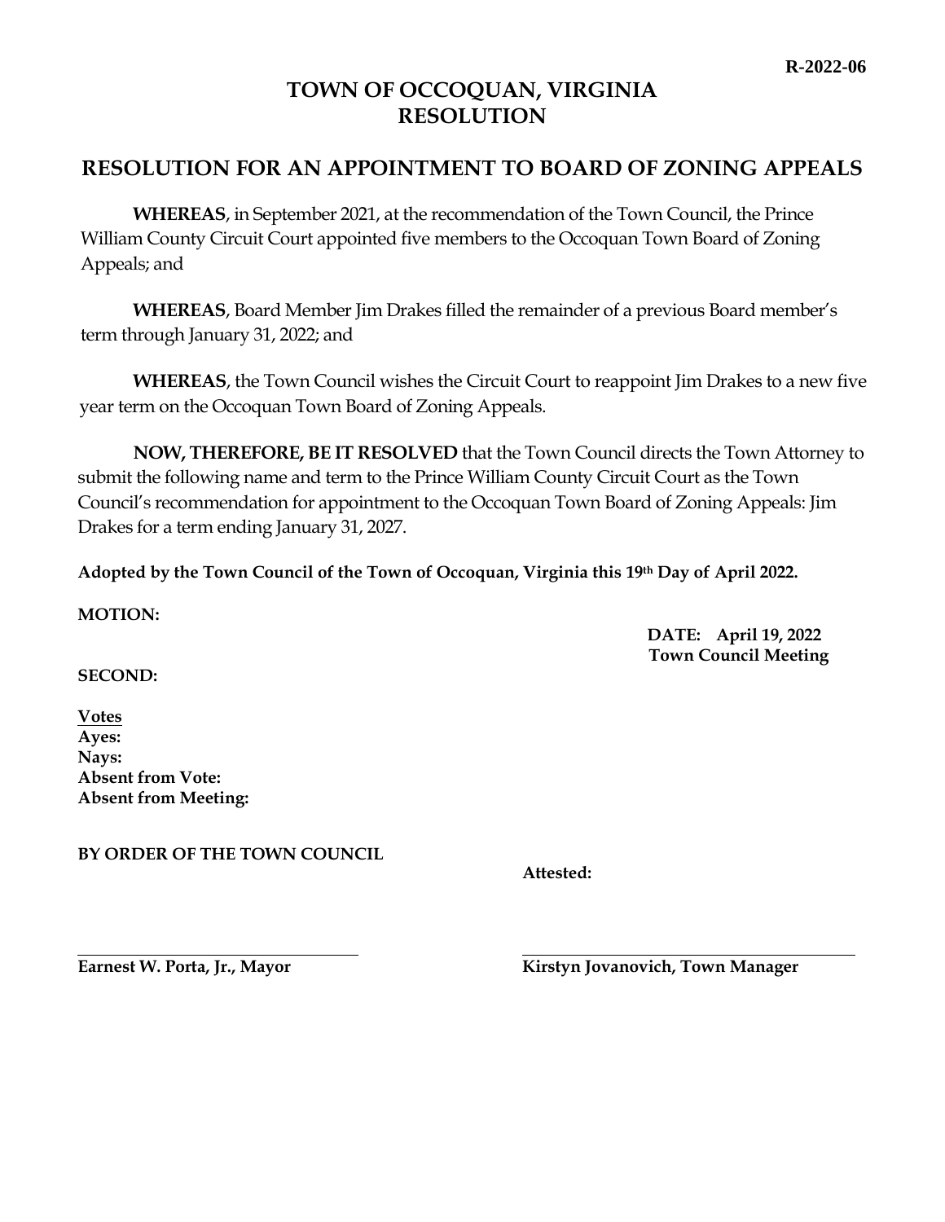R-2022-06

# TOWN OF OCCOQUAN, VIRGINIA
# RESOLUTION

## RESOLUTION FOR AN APPOINTMENT TO BOARD OF ZONING APPEALS

**WHEREAS**, in September 2021, at the recommendation of the Town Council, the Prince William County Circuit Court appointed five members to the Occoquan Town Board of Zoning Appeals; and

**WHEREAS**, Board Member Jim Drakes filled the remainder of a previous Board member's term through January 31, 2022; and

**WHEREAS**, the Town Council wishes the Circuit Court to reappoint Jim Drakes to a new five year term on the Occoquan Town Board of Zoning Appeals.

**NOW, THEREFORE, BE IT RESOLVED** that the Town Council directs the Town Attorney to submit the following name and term to the Prince William County Circuit Court as the Town Council's recommendation for appointment to the Occoquan Town Board of Zoning Appeals: Jim Drakes for a term ending January 31, 2027.

**Adopted by the Town Council of the Town of Occoquan, Virginia this 19th Day of April 2022.**

**MOTION:**

**DATE: April 19, 2022**
**Town Council Meeting**

**SECOND:**

**Votes**
**Ayes:**
**Nays:**
**Absent from Vote:**
**Absent from Meeting:**

**BY ORDER OF THE TOWN COUNCIL**

**Attested:**

**Earnest W. Porta, Jr., Mayor**

**Kirstyn Jovanovich, Town Manager**